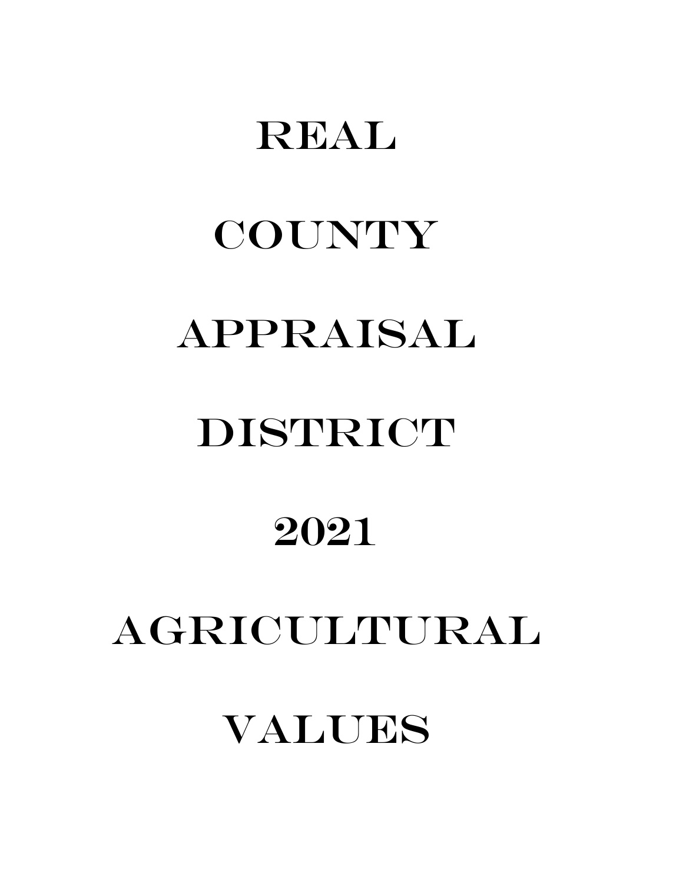# Real

# County

# Appraisal

# District

# 2021

# Agricultural

# Values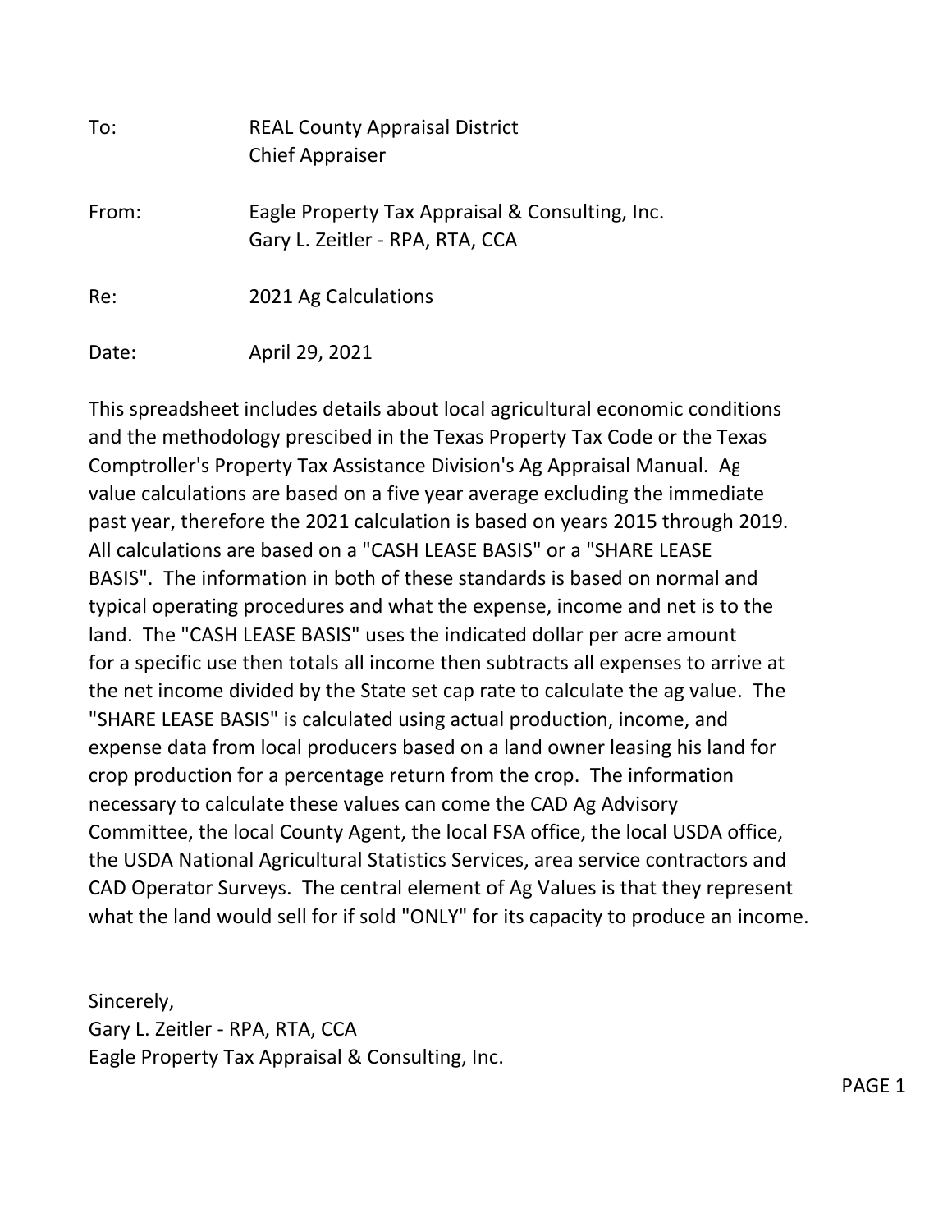To: REAL County Appraisal District
Chief Appraiser

From: Eagle Property Tax Appraisal & Consulting, Inc.
Gary L. Zeitler - RPA, RTA, CCA

Re: 2021 Ag Calculations

Date: April 29, 2021

This spreadsheet includes details about local agricultural economic conditions and the methodology prescibed in the Texas Property Tax Code or the Texas Comptroller's Property Tax Assistance Division's Ag Appraisal Manual. Ag value calculations are based on a five year average excluding the immediate past year, therefore the 2021 calculation is based on years 2015 through 2019. All calculations are based on a "CASH LEASE BASIS" or a "SHARE LEASE BASIS". The information in both of these standards is based on normal and typical operating procedures and what the expense, income and net is to the land. The "CASH LEASE BASIS" uses the indicated dollar per acre amount for a specific use then totals all income then subtracts all expenses to arrive at the net income divided by the State set cap rate to calculate the ag value. The "SHARE LEASE BASIS" is calculated using actual production, income, and expense data from local producers based on a land owner leasing his land for crop production for a percentage return from the crop. The information necessary to calculate these values can come the CAD Ag Advisory Committee, the local County Agent, the local FSA office, the local USDA office, the USDA National Agricultural Statistics Services, area service contractors and CAD Operator Surveys. The central element of Ag Values is that they represent what the land would sell for if sold "ONLY" for its capacity to produce an income.

Sincerely,
Gary L. Zeitler - RPA, RTA, CCA
Eagle Property Tax Appraisal & Consulting, Inc.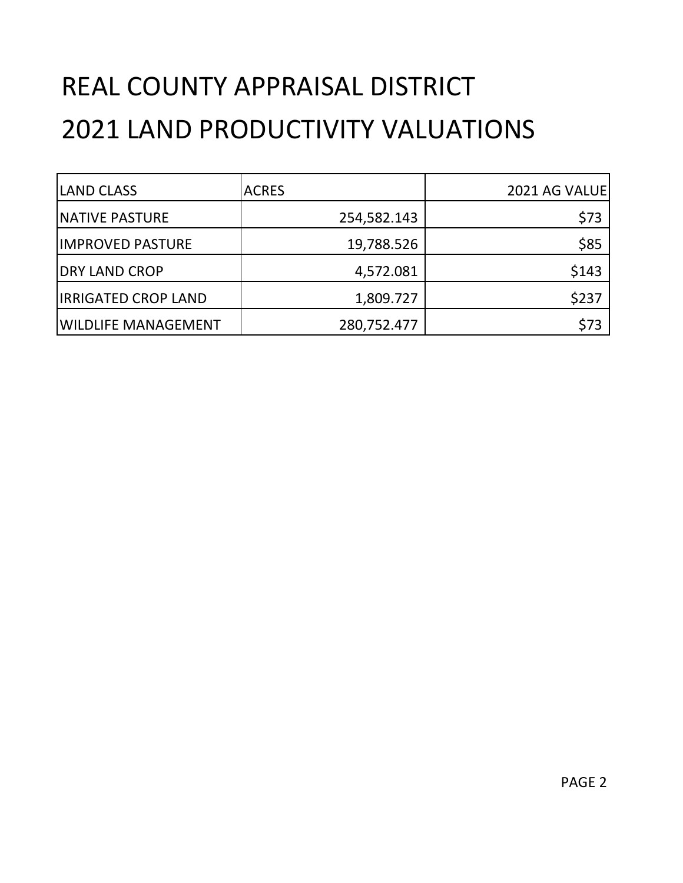# REAL COUNTY APPRAISAL DISTRICT

# 2021 LAND PRODUCTIVITY VALUATIONS

| LAND CLASS | ACRES | 2021 AG VALUE |
|---|---:|---:|
| NATIVE PASTURE | 254,582.143 | $73 |
| IMPROVED PASTURE | 19,788.526 | $85 |
| DRY LAND CROP | 4,572.081 | $143 |
| IRRIGATED CROP LAND | 1,809.727 | $237 |
| WILDLIFE MANAGEMENT | 280,752.477 | $73 |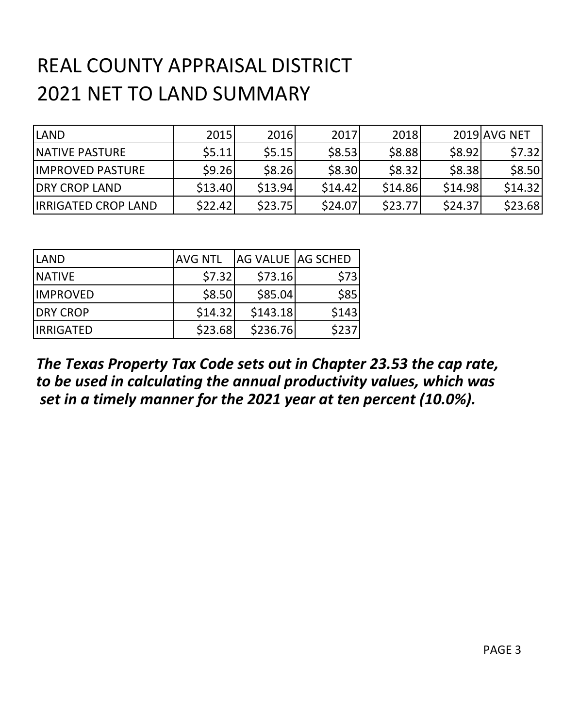# REAL COUNTY APPRAISAL DISTRICT
# 2021 NET TO LAND SUMMARY

| LAND | 2015 | 2016 | 2017 | 2018 | 2019 | AVG NET |
|---|---|---|---|---|---|---|
| NATIVE PASTURE | $5.11 | $5.15 | $8.53 | $8.88 | $8.92 | $7.32 |
| IMPROVED PASTURE | $9.26 | $8.26 | $8.30 | $8.32 | $8.38 | $8.50 |
| DRY CROP LAND | $13.40 | $13.94 | $14.42 | $14.86 | $14.98 | $14.32 |
| IRRIGATED CROP LAND | $22.42 | $23.75 | $24.07 | $23.77 | $24.37 | $23.68 |

| LAND | AVG NTL | AG VALUE | AG SCHED |
|---|---|---|---|
| NATIVE | $7.32 | $73.16 | $73 |
| IMPROVED | $8.50 | $85.04 | $85 |
| DRY CROP | $14.32 | $143.18 | $143 |
| IRRIGATED | $23.68 | $236.76 | $237 |

***The Texas Property Tax Code sets out in Chapter 23.53 the cap rate, to be used in calculating the annual productivity values, which was set in a timely manner for the 2021 year at ten percent (10.0%).***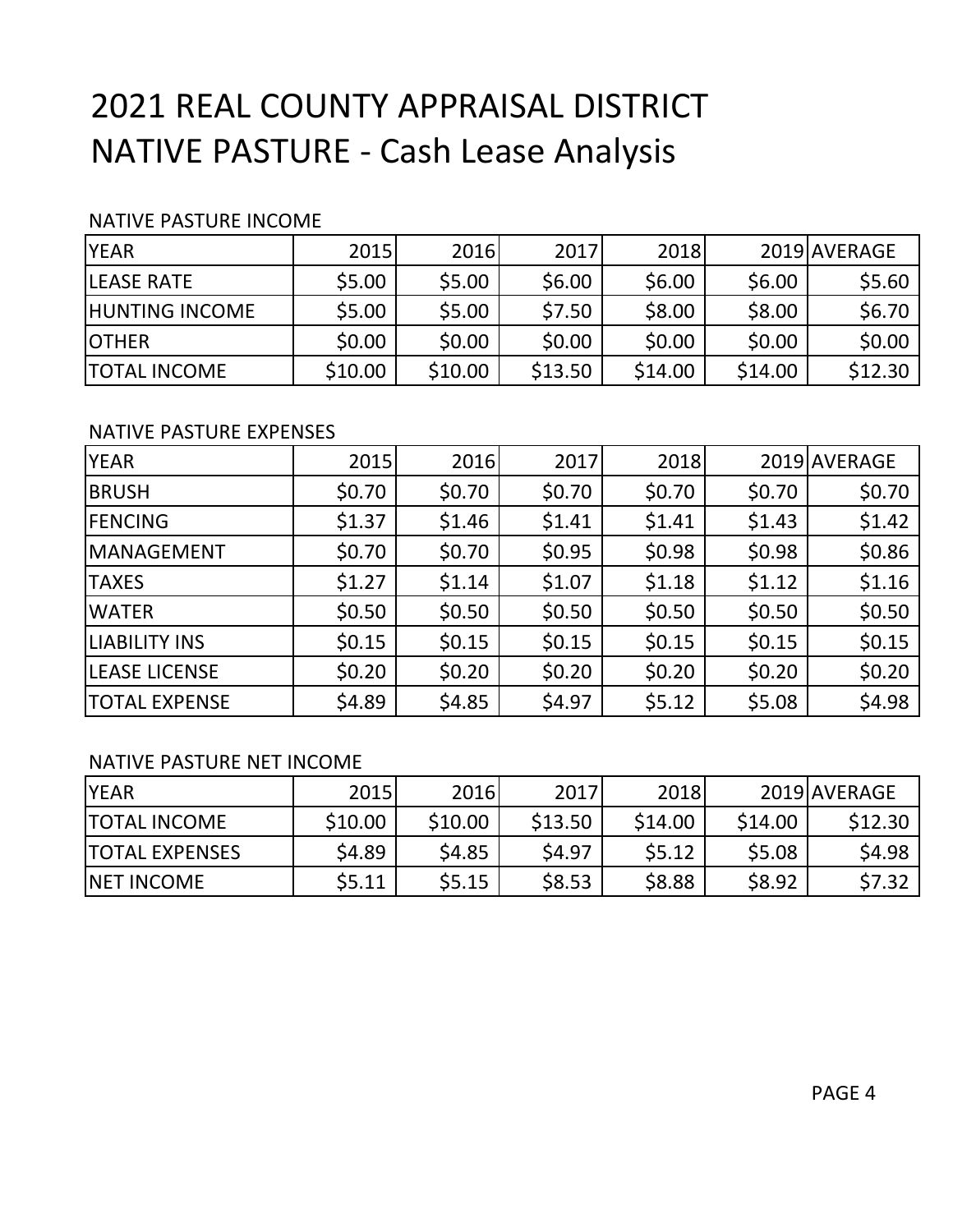# 2021 REAL COUNTY APPRAISAL DISTRICT
# NATIVE PASTURE - Cash Lease Analysis

NATIVE PASTURE INCOME

| YEAR | 2015 | 2016 | 2017 | 2018 | 2019 | AVERAGE |
|---|---|---|---|---|---|---|
| LEASE RATE | $5.00 | $5.00 | $6.00 | $6.00 | $6.00 | $5.60 |
| HUNTING INCOME | $5.00 | $5.00 | $7.50 | $8.00 | $8.00 | $6.70 |
| OTHER | $0.00 | $0.00 | $0.00 | $0.00 | $0.00 | $0.00 |
| TOTAL INCOME | $10.00 | $10.00 | $13.50 | $14.00 | $14.00 | $12.30 |

NATIVE PASTURE EXPENSES

| YEAR | 2015 | 2016 | 2017 | 2018 | 2019 | AVERAGE |
|---|---|---|---|---|---|---|
| BRUSH | $0.70 | $0.70 | $0.70 | $0.70 | $0.70 | $0.70 |
| FENCING | $1.37 | $1.46 | $1.41 | $1.41 | $1.43 | $1.42 |
| MANAGEMENT | $0.70 | $0.70 | $0.95 | $0.98 | $0.98 | $0.86 |
| TAXES | $1.27 | $1.14 | $1.07 | $1.18 | $1.12 | $1.16 |
| WATER | $0.50 | $0.50 | $0.50 | $0.50 | $0.50 | $0.50 |
| LIABILITY INS | $0.15 | $0.15 | $0.15 | $0.15 | $0.15 | $0.15 |
| LEASE LICENSE | $0.20 | $0.20 | $0.20 | $0.20 | $0.20 | $0.20 |
| TOTAL EXPENSE | $4.89 | $4.85 | $4.97 | $5.12 | $5.08 | $4.98 |

NATIVE PASTURE NET INCOME

| YEAR | 2015 | 2016 | 2017 | 2018 | 2019 | AVERAGE |
|---|---|---|---|---|---|---|
| TOTAL INCOME | $10.00 | $10.00 | $13.50 | $14.00 | $14.00 | $12.30 |
| TOTAL EXPENSES | $4.89 | $4.85 | $4.97 | $5.12 | $5.08 | $4.98 |
| NET INCOME | $5.11 | $5.15 | $8.53 | $8.88 | $8.92 | $7.32 |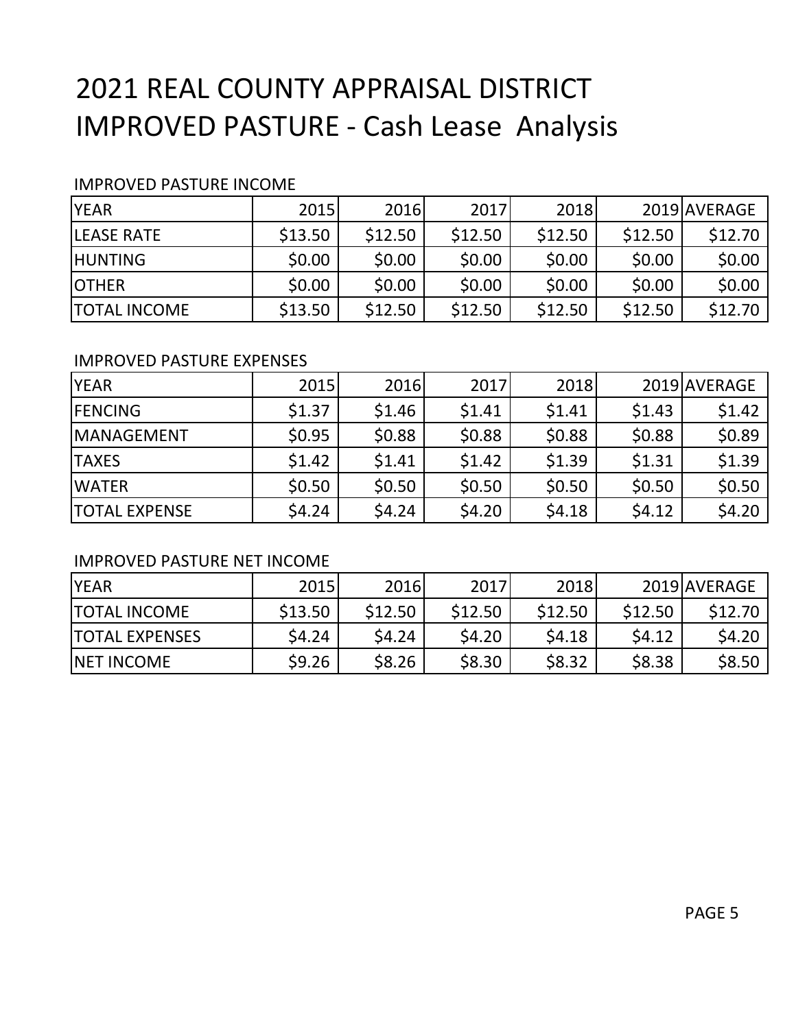# 2021 REAL COUNTY APPRAISAL DISTRICT
# IMPROVED PASTURE - Cash Lease Analysis

IMPROVED PASTURE INCOME

| YEAR | 2015 | 2016 | 2017 | 2018 | 2019 | AVERAGE |
|---|---|---|---|---|---|---|
| LEASE RATE | $13.50 | $12.50 | $12.50 | $12.50 | $12.50 | $12.70 |
| HUNTING | $0.00 | $0.00 | $0.00 | $0.00 | $0.00 | $0.00 |
| OTHER | $0.00 | $0.00 | $0.00 | $0.00 | $0.00 | $0.00 |
| TOTAL INCOME | $13.50 | $12.50 | $12.50 | $12.50 | $12.50 | $12.70 |

IMPROVED PASTURE EXPENSES

| YEAR | 2015 | 2016 | 2017 | 2018 | 2019 | AVERAGE |
|---|---|---|---|---|---|---|
| FENCING | $1.37 | $1.46 | $1.41 | $1.41 | $1.43 | $1.42 |
| MANAGEMENT | $0.95 | $0.88 | $0.88 | $0.88 | $0.88 | $0.89 |
| TAXES | $1.42 | $1.41 | $1.42 | $1.39 | $1.31 | $1.39 |
| WATER | $0.50 | $0.50 | $0.50 | $0.50 | $0.50 | $0.50 |
| TOTAL EXPENSE | $4.24 | $4.24 | $4.20 | $4.18 | $4.12 | $4.20 |

IMPROVED PASTURE NET INCOME

| YEAR | 2015 | 2016 | 2017 | 2018 | 2019 | AVERAGE |
|---|---|---|---|---|---|---|
| TOTAL INCOME | $13.50 | $12.50 | $12.50 | $12.50 | $12.50 | $12.70 |
| TOTAL EXPENSES | $4.24 | $4.24 | $4.20 | $4.18 | $4.12 | $4.20 |
| NET INCOME | $9.26 | $8.26 | $8.30 | $8.32 | $8.38 | $8.50 |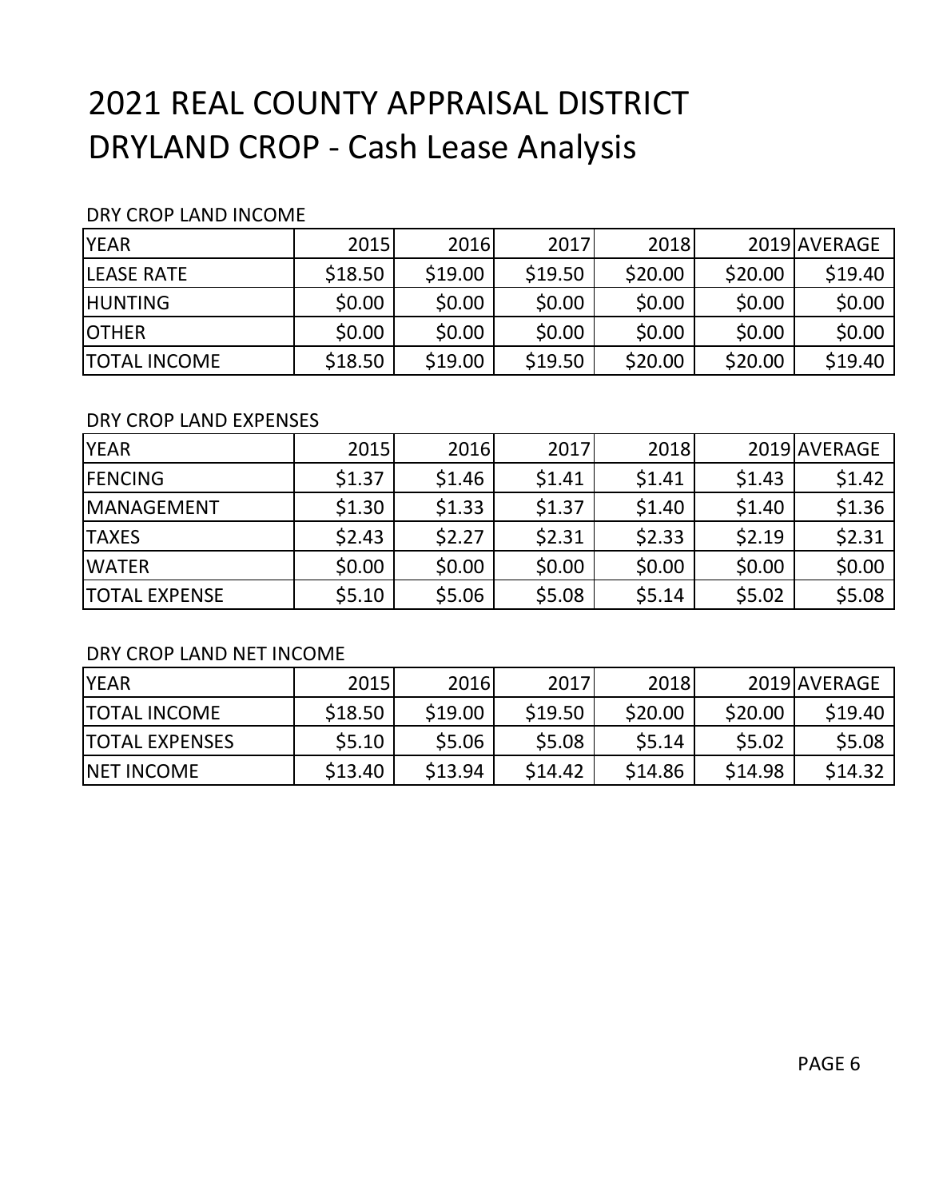# 2021 REAL COUNTY APPRAISAL DISTRICT
# DRYLAND CROP - Cash Lease Analysis

DRY CROP LAND INCOME

| YEAR | 2015 | 2016 | 2017 | 2018 | 2019 | AVERAGE |
|---|---|---|---|---|---|---|
| LEASE RATE | $18.50 | $19.00 | $19.50 | $20.00 | $20.00 | $19.40 |
| HUNTING | $0.00 | $0.00 | $0.00 | $0.00 | $0.00 | $0.00 |
| OTHER | $0.00 | $0.00 | $0.00 | $0.00 | $0.00 | $0.00 |
| TOTAL INCOME | $18.50 | $19.00 | $19.50 | $20.00 | $20.00 | $19.40 |

DRY CROP LAND EXPENSES

| YEAR | 2015 | 2016 | 2017 | 2018 | 2019 | AVERAGE |
|---|---|---|---|---|---|---|
| FENCING | $1.37 | $1.46 | $1.41 | $1.41 | $1.43 | $1.42 |
| MANAGEMENT | $1.30 | $1.33 | $1.37 | $1.40 | $1.40 | $1.36 |
| TAXES | $2.43 | $2.27 | $2.31 | $2.33 | $2.19 | $2.31 |
| WATER | $0.00 | $0.00 | $0.00 | $0.00 | $0.00 | $0.00 |
| TOTAL EXPENSE | $5.10 | $5.06 | $5.08 | $5.14 | $5.02 | $5.08 |

DRY CROP LAND NET INCOME

| YEAR | 2015 | 2016 | 2017 | 2018 | 2019 | AVERAGE |
|---|---|---|---|---|---|---|
| TOTAL INCOME | $18.50 | $19.00 | $19.50 | $20.00 | $20.00 | $19.40 |
| TOTAL EXPENSES | $5.10 | $5.06 | $5.08 | $5.14 | $5.02 | $5.08 |
| NET INCOME | $13.40 | $13.94 | $14.42 | $14.86 | $14.98 | $14.32 |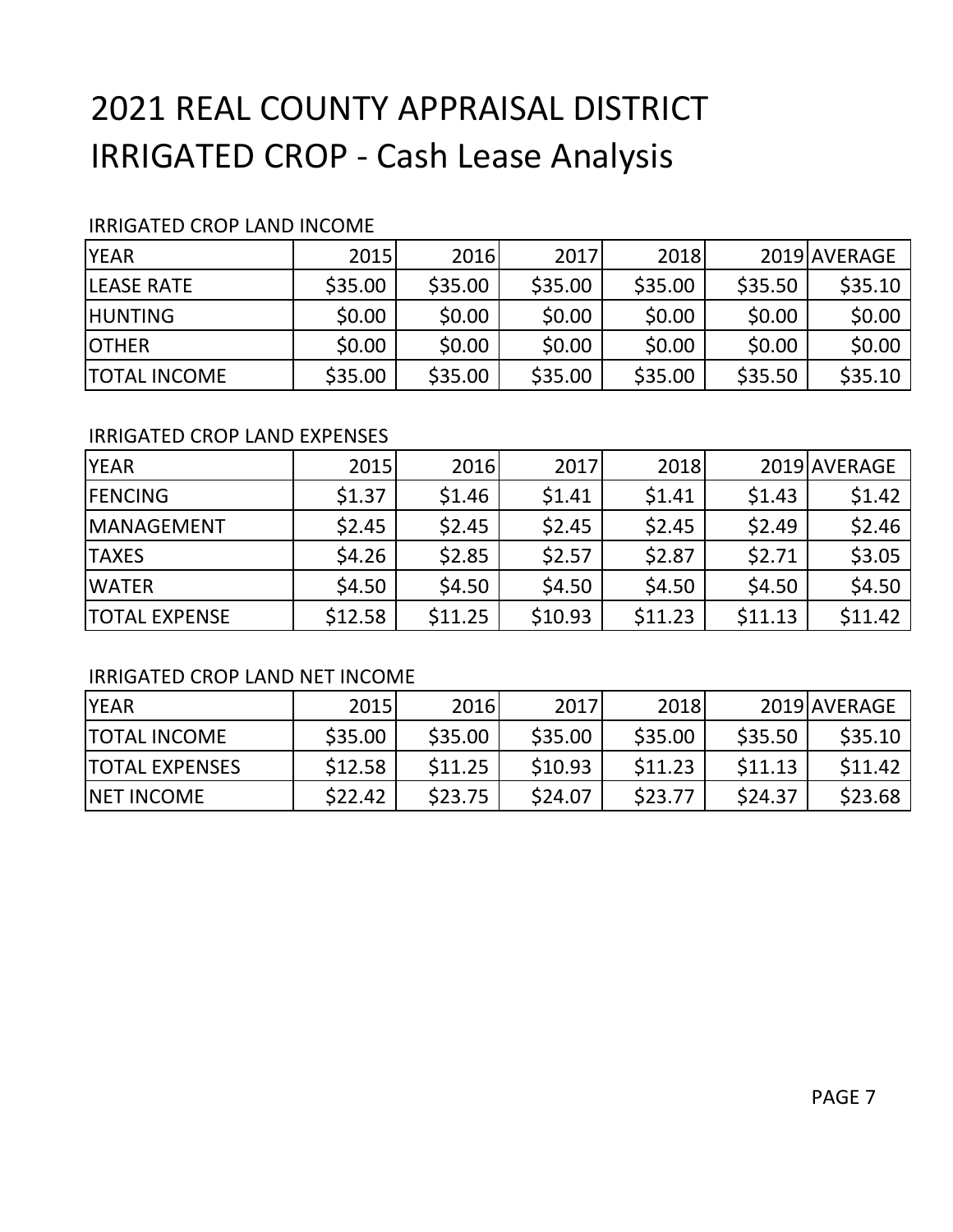# 2021 REAL COUNTY APPRAISAL DISTRICT
# IRRIGATED CROP - Cash Lease Analysis

IRRIGATED CROP LAND INCOME

| YEAR | 2015 | 2016 | 2017 | 2018 | 2019 | AVERAGE |
|---|---|---|---|---|---|---|
| LEASE RATE | $35.00 | $35.00 | $35.00 | $35.00 | $35.50 | $35.10 |
| HUNTING | $0.00 | $0.00 | $0.00 | $0.00 | $0.00 | $0.00 |
| OTHER | $0.00 | $0.00 | $0.00 | $0.00 | $0.00 | $0.00 |
| TOTAL INCOME | $35.00 | $35.00 | $35.00 | $35.00 | $35.50 | $35.10 |

IRRIGATED CROP LAND EXPENSES

| YEAR | 2015 | 2016 | 2017 | 2018 | 2019 | AVERAGE |
|---|---|---|---|---|---|---|
| FENCING | $1.37 | $1.46 | $1.41 | $1.41 | $1.43 | $1.42 |
| MANAGEMENT | $2.45 | $2.45 | $2.45 | $2.45 | $2.49 | $2.46 |
| TAXES | $4.26 | $2.85 | $2.57 | $2.87 | $2.71 | $3.05 |
| WATER | $4.50 | $4.50 | $4.50 | $4.50 | $4.50 | $4.50 |
| TOTAL EXPENSE | $12.58 | $11.25 | $10.93 | $11.23 | $11.13 | $11.42 |

IRRIGATED CROP LAND NET INCOME

| YEAR | 2015 | 2016 | 2017 | 2018 | 2019 | AVERAGE |
|---|---|---|---|---|---|---|
| TOTAL INCOME | $35.00 | $35.00 | $35.00 | $35.00 | $35.50 | $35.10 |
| TOTAL EXPENSES | $12.58 | $11.25 | $10.93 | $11.23 | $11.13 | $11.42 |
| NET INCOME | $22.42 | $23.75 | $24.07 | $23.77 | $24.37 | $23.68 |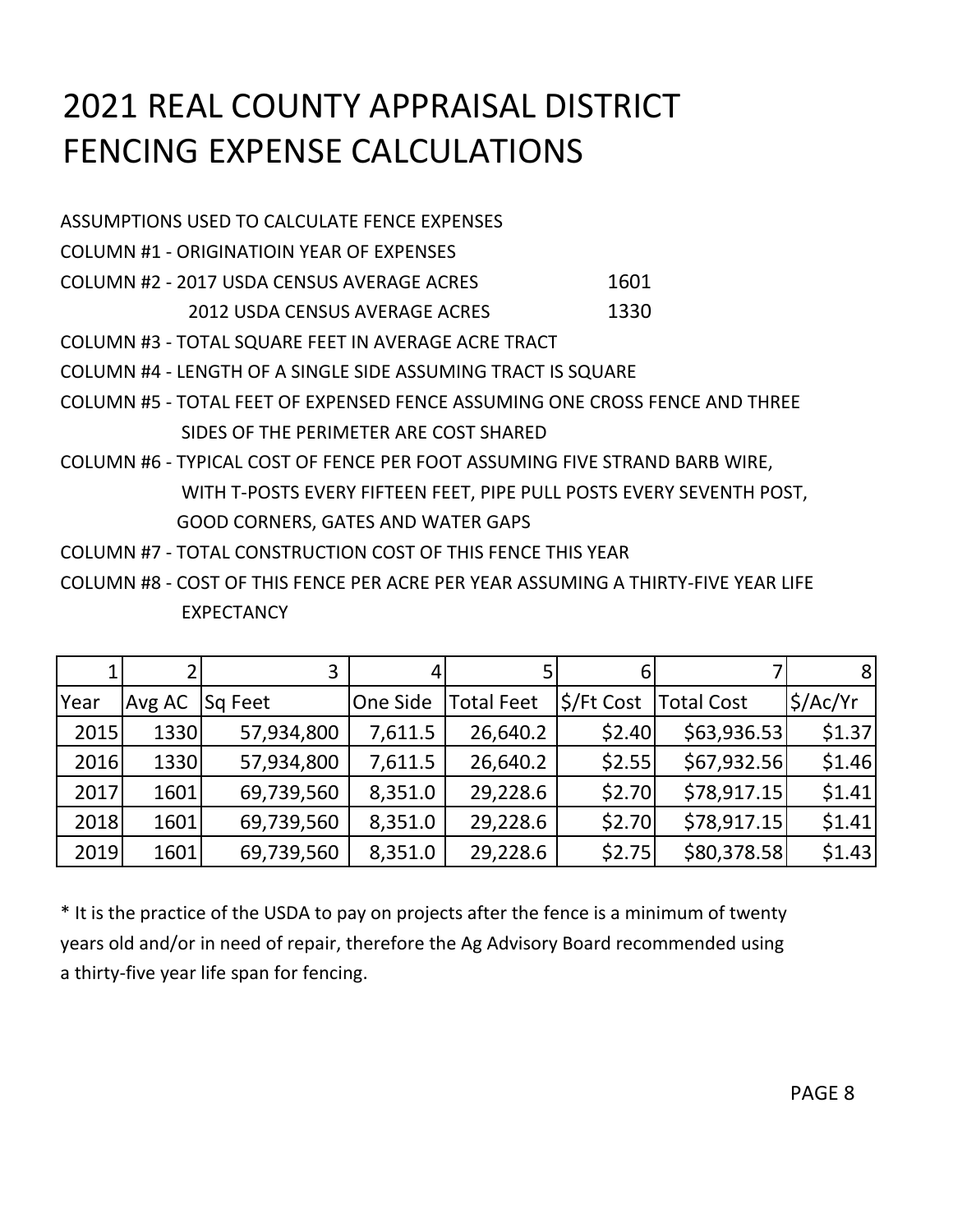# 2021 REAL COUNTY APPRAISAL DISTRICT FENCING EXPENSE CALCULATIONS

ASSUMPTIONS USED TO CALCULATE FENCE EXPENSES

COLUMN #1 - ORIGINATIOIN YEAR OF EXPENSES

COLUMN #2 - 2017 USDA CENSUS AVERAGE ACRES 1601

2012 USDA CENSUS AVERAGE ACRES 1330

COLUMN #3 - TOTAL SQUARE FEET IN AVERAGE ACRE TRACT

COLUMN #4 - LENGTH OF A SINGLE SIDE ASSUMING TRACT IS SQUARE

COLUMN #5 - TOTAL FEET OF EXPENSED FENCE ASSUMING ONE CROSS FENCE AND THREE SIDES OF THE PERIMETER ARE COST SHARED

COLUMN #6 - TYPICAL COST OF FENCE PER FOOT ASSUMING FIVE STRAND BARB WIRE, WITH T-POSTS EVERY FIFTEEN FEET, PIPE PULL POSTS EVERY SEVENTH POST, GOOD CORNERS, GATES AND WATER GAPS

COLUMN #7 - TOTAL CONSTRUCTION COST OF THIS FENCE THIS YEAR

COLUMN #8 - COST OF THIS FENCE PER ACRE PER YEAR ASSUMING A THIRTY-FIVE YEAR LIFE EXPECTANCY

| 1 | 2 | 3 | 4 | 5 | 6 | 7 | 8 |
|---|---|---|---|---|---|---|---|
| Year | Avg AC | Sq Feet | One Side | Total Feet | $/Ft Cost | Total Cost | $/Ac/Yr |
| 2015 | 1330 | 57,934,800 | 7,611.5 | 26,640.2 | $2.40 | $63,936.53 | $1.37 |
| 2016 | 1330 | 57,934,800 | 7,611.5 | 26,640.2 | $2.55 | $67,932.56 | $1.46 |
| 2017 | 1601 | 69,739,560 | 8,351.0 | 29,228.6 | $2.70 | $78,917.15 | $1.41 |
| 2018 | 1601 | 69,739,560 | 8,351.0 | 29,228.6 | $2.70 | $78,917.15 | $1.41 |
| 2019 | 1601 | 69,739,560 | 8,351.0 | 29,228.6 | $2.75 | $80,378.58 | $1.43 |

* It is the practice of the USDA to pay on projects after the fence is a minimum of twenty years old and/or in need of repair, therefore the Ag Advisory Board recommended using a thirty-five year life span for fencing.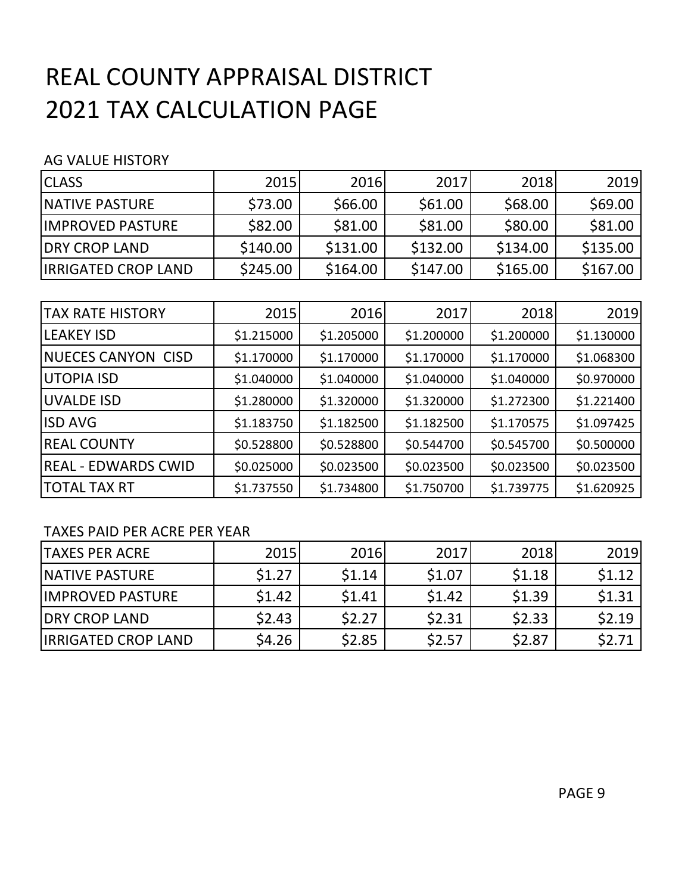# REAL COUNTY APPRAISAL DISTRICT
# 2021 TAX CALCULATION PAGE

AG VALUE HISTORY

| CLASS | 2015 | 2016 | 2017 | 2018 | 2019 |
|---|---|---|---|---|---|
| NATIVE PASTURE | $73.00 | $66.00 | $61.00 | $68.00 | $69.00 |
| IMPROVED PASTURE | $82.00 | $81.00 | $81.00 | $80.00 | $81.00 |
| DRY CROP LAND | $140.00 | $131.00 | $132.00 | $134.00 | $135.00 |
| IRRIGATED CROP LAND | $245.00 | $164.00 | $147.00 | $165.00 | $167.00 |

| TAX RATE HISTORY | 2015 | 2016 | 2017 | 2018 | 2019 |
|---|---|---|---|---|---|
| LEAKEY ISD | $1.215000 | $1.205000 | $1.200000 | $1.200000 | $1.130000 |
| NUECES CANYON CISD | $1.170000 | $1.170000 | $1.170000 | $1.170000 | $1.068300 |
| UTOPIA ISD | $1.040000 | $1.040000 | $1.040000 | $1.040000 | $0.970000 |
| UVALDE ISD | $1.280000 | $1.320000 | $1.320000 | $1.272300 | $1.221400 |
| ISD AVG | $1.183750 | $1.182500 | $1.182500 | $1.170575 | $1.097425 |
| REAL COUNTY | $0.528800 | $0.528800 | $0.544700 | $0.545700 | $0.500000 |
| REAL - EDWARDS CWID | $0.025000 | $0.023500 | $0.023500 | $0.023500 | $0.023500 |
| TOTAL TAX RT | $1.737550 | $1.734800 | $1.750700 | $1.739775 | $1.620925 |

TAXES PAID PER ACRE PER YEAR

| TAXES PER ACRE | 2015 | 2016 | 2017 | 2018 | 2019 |
|---|---|---|---|---|---|
| NATIVE PASTURE | $1.27 | $1.14 | $1.07 | $1.18 | $1.12 |
| IMPROVED PASTURE | $1.42 | $1.41 | $1.42 | $1.39 | $1.31 |
| DRY CROP LAND | $2.43 | $2.27 | $2.31 | $2.33 | $2.19 |
| IRRIGATED CROP LAND | $4.26 | $2.85 | $2.57 | $2.87 | $2.71 |